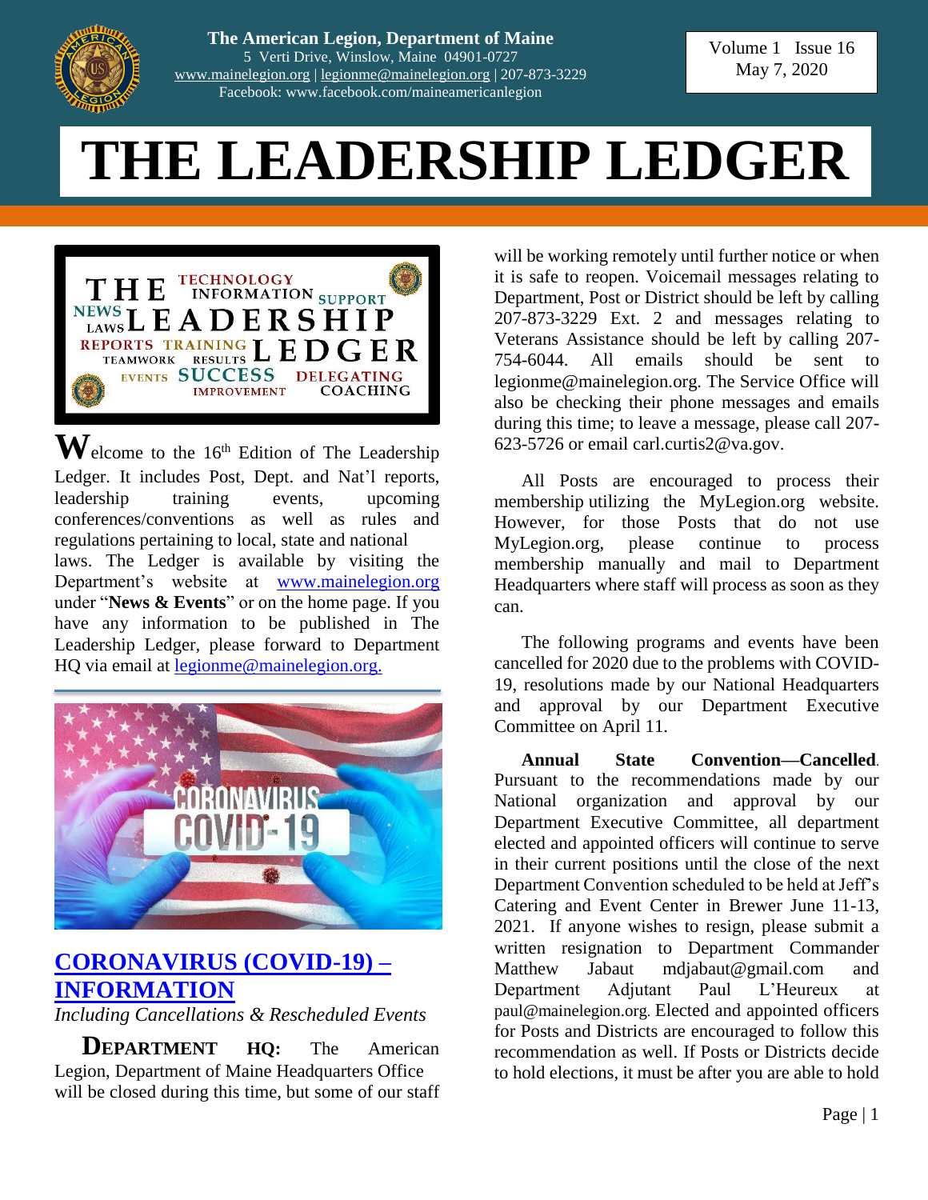**The American Legion, Department of Maine**
5 Verti Drive, Winslow, Maine 04901-0727
www.mainelegion.org | legionme@mainelegion.org | 207-873-3229
Facebook: www.facebook.com/maineamericanlegion

Volume 1 Issue 16
May 7, 2020

# THE LEADERSHIP LEDGER

**W**elcome to the 16th Edition of The Leadership Ledger. It includes Post, Dept. and Nat'l reports, leadership training events, upcoming conferences/conventions as well as rules and regulations pertaining to local, state and national laws. The Ledger is available by visiting the Department's website at www.mainelegion.org under "**News & Events**" or on the home page. If you have any information to be published in The Leadership Ledger, please forward to Department HQ via email at legionme@mainelegion.org.

## CORONAVIRUS (COVID-19) – INFORMATION

*Including Cancellations & Rescheduled Events*

**DEPARTMENT HQ:** The American Legion, Department of Maine Headquarters Office will be closed during this time, but some of our staff will be working remotely until further notice or when it is safe to reopen. Voicemail messages relating to Department, Post or District should be left by calling 207-873-3229 Ext. 2 and messages relating to Veterans Assistance should be left by calling 207-754-6044. All emails should be sent to legionme@mainelegion.org. The Service Office will also be checking their phone messages and emails during this time; to leave a message, please call 207-623-5726 or email carl.curtis2@va.gov.

All Posts are encouraged to process their membership utilizing the MyLegion.org website. However, for those Posts that do not use MyLegion.org, please continue to process membership manually and mail to Department Headquarters where staff will process as soon as they can.

The following programs and events have been cancelled for 2020 due to the problems with COVID-19, resolutions made by our National Headquarters and approval by our Department Executive Committee on April 11.

**Annual State Convention—Cancelled**. Pursuant to the recommendations made by our National organization and approval by our Department Executive Committee, all department elected and appointed officers will continue to serve in their current positions until the close of the next Department Convention scheduled to be held at Jeff's Catering and Event Center in Brewer June 11-13, 2021. If anyone wishes to resign, please submit a written resignation to Department Commander Matthew Jabaut mdjabaut@gmail.com and Department Adjutant Paul L'Heureux at paul@mainelegion.org. Elected and appointed officers for Posts and Districts are encouraged to follow this recommendation as well. If Posts or Districts decide to hold elections, it must be after you are able to hold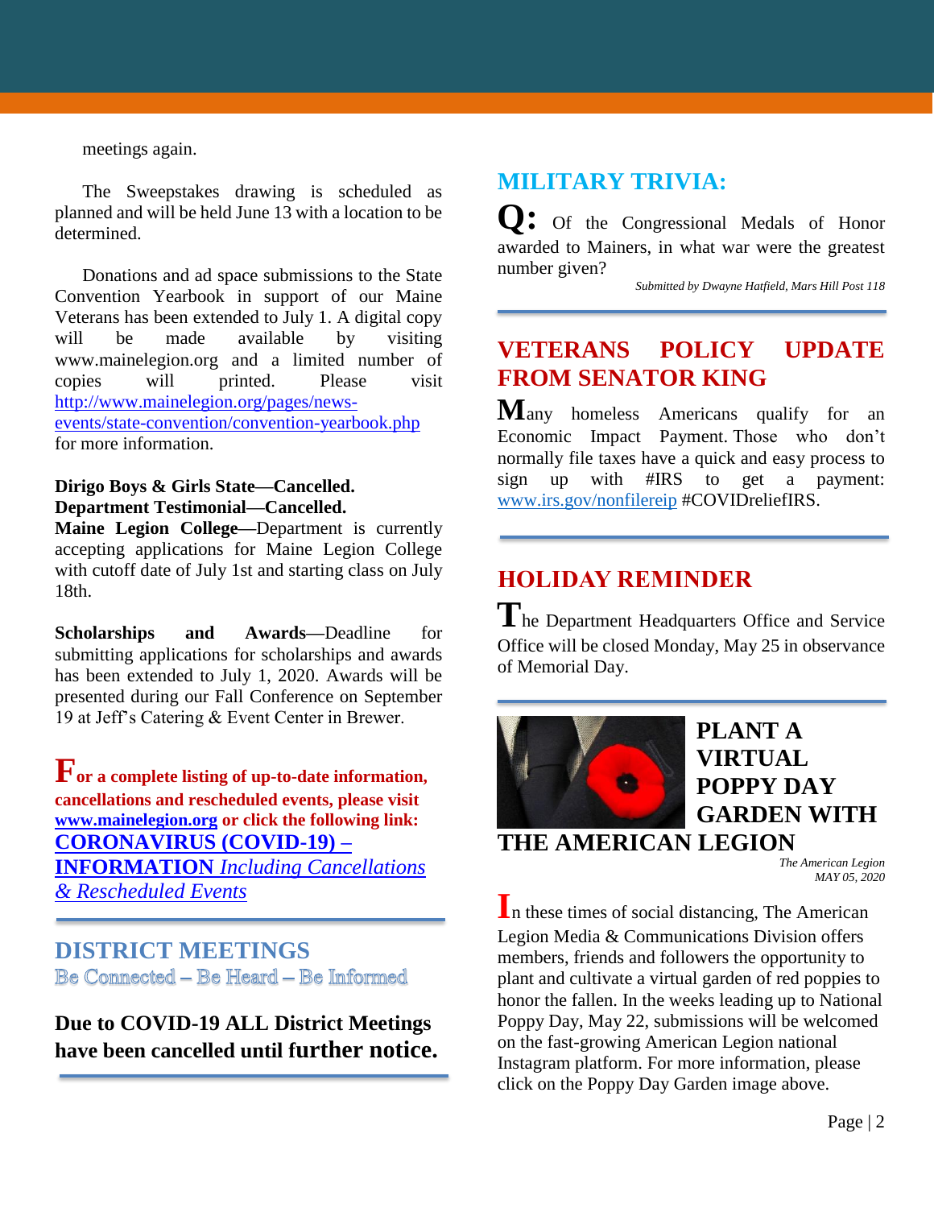meetings again.

The Sweepstakes drawing is scheduled as planned and will be held June 13 with a location to be determined.

Donations and ad space submissions to the State Convention Yearbook in support of our Maine Veterans has been extended to July 1. A digital copy will be made available by visiting www.mainelegion.org and a limited number of copies will printed. Please visit http://www.mainelegion.org/pages/news-events/state-convention/convention-yearbook.php for more information.

**Dirigo Boys & Girls State—Cancelled.**
**Department Testimonial—Cancelled.**
**Maine Legion College**—Department is currently accepting applications for Maine Legion College with cutoff date of July 1st and starting class on July 18th.

**Scholarships and Awards**—Deadline for submitting applications for scholarships and awards has been extended to July 1, 2020. Awards will be presented during our Fall Conference on September 19 at Jeff's Catering & Event Center in Brewer.

**For a complete listing of up-to-date information, cancellations and rescheduled events, please visit www.mainelegion.org or click the following link:**
**CORONAVIRUS (COVID-19) – INFORMATION** ***Including Cancellations & Rescheduled Events***

## DISTRICT MEETINGS

Be Connected – Be Heard – Be Informed

**Due to COVID-19 ALL District Meetings have been cancelled until further notice.**

## MILITARY TRIVIA:

**Q:** Of the Congressional Medals of Honor awarded to Mainers, in what war were the greatest number given?

*Submitted by Dwayne Hatfield, Mars Hill Post 118*

## VETERANS POLICY UPDATE FROM SENATOR KING

Many homeless Americans qualify for an Economic Impact Payment. Those who don't normally file taxes have a quick and easy process to sign up with #IRS to get a payment: www.irs.gov/nonfilereip #COVIDreliefIRS.

## HOLIDAY REMINDER

The Department Headquarters Office and Service Office will be closed Monday, May 25 in observance of Memorial Day.

## PLANT A VIRTUAL POPPY DAY GARDEN WITH THE AMERICAN LEGION

*The American Legion*
*MAY 05, 2020*

In these times of social distancing, The American Legion Media & Communications Division offers members, friends and followers the opportunity to plant and cultivate a virtual garden of red poppies to honor the fallen. In the weeks leading up to National Poppy Day, May 22, submissions will be welcomed on the fast-growing American Legion national Instagram platform. For more information, please click on the Poppy Day Garden image above.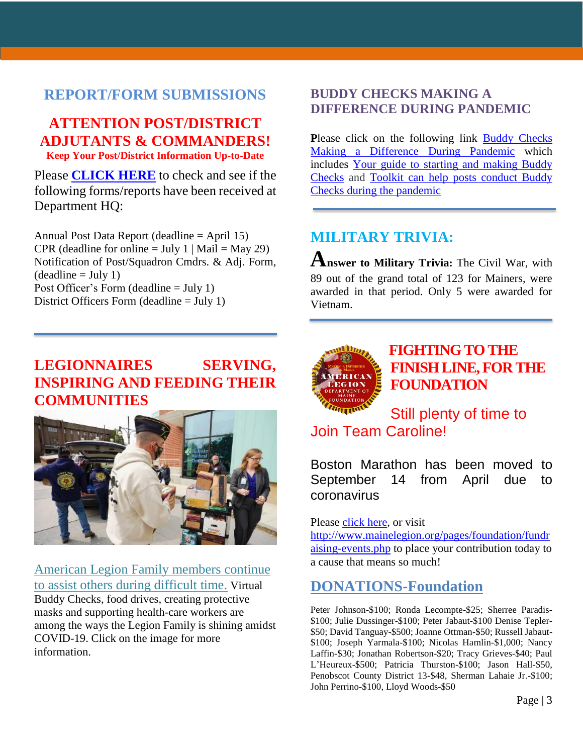## REPORT/FORM SUBMISSIONS

### ATTENTION POST/DISTRICT ADJUTANTS & COMMANDERS!

**Keep Your Post/District Information Up-to-Date**

Please **CLICK HERE** to check and see if the following forms/reports have been received at Department HQ:

Annual Post Data Report (deadline = April 15)
CPR (deadline for online = July 1 | Mail = May 29)
Notification of Post/Squadron Cmdrs. & Adj. Form, (deadline = July 1)
Post Officer's Form (deadline = July 1)
District Officers Form (deadline = July 1)

## LEGIONNAIRES SERVING, INSPIRING AND FEEDING THEIR COMMUNITIES

American Legion Family members continue to assist others during difficult time. Virtual Buddy Checks, food drives, creating protective masks and supporting health-care workers are among the ways the Legion Family is shining amidst COVID-19. Click on the image for more information.

## BUDDY CHECKS MAKING A DIFFERENCE DURING PANDEMIC

Please click on the following link Buddy Checks Making a Difference During Pandemic which includes Your guide to starting and making Buddy Checks and Toolkit can help posts conduct Buddy Checks during the pandemic

## MILITARY TRIVIA:

**Answer to Military Trivia:** The Civil War, with 89 out of the grand total of 123 for Mainers, were awarded in that period. Only 5 were awarded for Vietnam.

## FIGHTING TO THE FINISH LINE, FOR THE FOUNDATION

Still plenty of time to Join Team Caroline!

Boston Marathon has been moved to September 14 from April due to coronavirus

Please click here, or visit http://www.mainelegion.org/pages/foundation/fundraising-events.php to place your contribution today to a cause that means so much!

## DONATIONS-Foundation

Peter Johnson-$100; Ronda Lecompte-$25; Sherree Paradis-$100; Julie Dussinger-$100; Peter Jabaut-$100 Denise Tepler-$50; David Tanguay-$500; Joanne Ottman-$50; Russell Jabaut-$100; Joseph Yarmala-$100; Nicolas Hamlin-$1,000; Nancy Laffin-$30; Jonathan Robertson-$20; Tracy Grieves-$40; Paul L'Heureux-$500; Patricia Thurston-$100; Jason Hall-$50, Penobscot County District 13-$48, Sherman Lahaie Jr.-$100; John Perrino-$100, Lloyd Woods-$50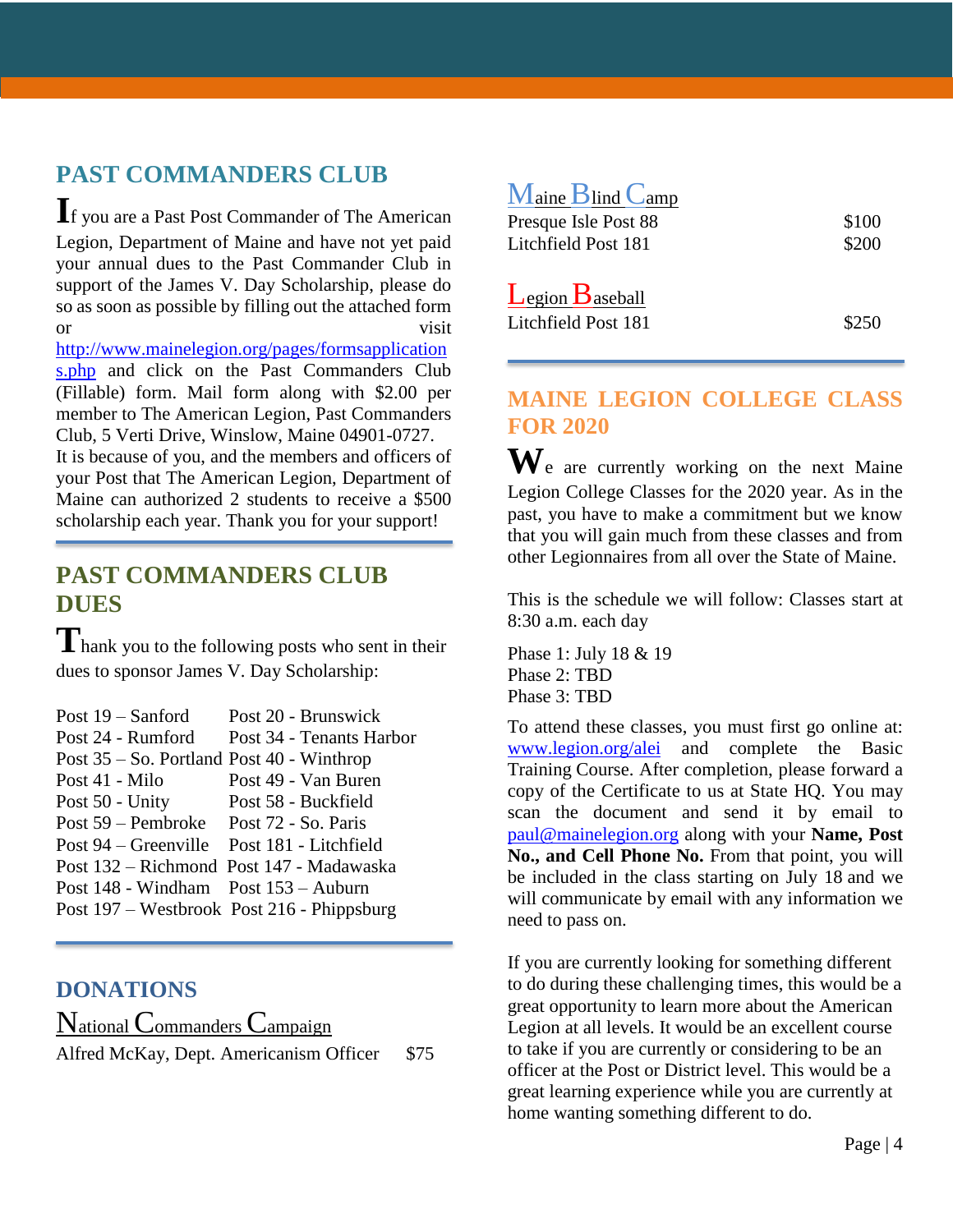## PAST COMMANDERS CLUB

If you are a Past Post Commander of The American Legion, Department of Maine and have not yet paid your annual dues to the Past Commander Club in support of the James V. Day Scholarship, please do so as soon as possible by filling out the attached form or visit http://www.mainelegion.org/pages/formsapplications.php and click on the Past Commanders Club (Fillable) form. Mail form along with $2.00 per member to The American Legion, Past Commanders Club, 5 Verti Drive, Winslow, Maine 04901-0727. It is because of you, and the members and officers of your Post that The American Legion, Department of Maine can authorized 2 students to receive a $500 scholarship each year. Thank you for your support!

## PAST COMMANDERS CLUB DUES

Thank you to the following posts who sent in their dues to sponsor James V. Day Scholarship:

| | |
|---|---|
| Post 19 – Sanford | Post 20 - Brunswick |
| Post 24 - Rumford | Post 34 - Tenants Harbor |
| Post 35 – So. Portland | Post 40 - Winthrop |
| Post 41 - Milo | Post 49 - Van Buren |
| Post 50 - Unity | Post 58 - Buckfield |
| Post 59 – Pembroke | Post 72 - So. Paris |
| Post 94 – Greenville | Post 181 - Litchfield |
| Post 132 – Richmond | Post 147 - Madawaska |
| Post 148 - Windham | Post 153 – Auburn |
| Post 197 – Westbrook | Post 216 - Phippsburg |

## DONATIONS

### National Commanders Campaign

| | |
|---|---|
| Alfred McKay, Dept. Americanism Officer | $75 |

### Maine Blind Camp

| | |
|---|---|
| Presque Isle Post 88 | $100 |
| Litchfield Post 181 | $200 |

### Legion Baseball

| | |
|---|---|
| Litchfield Post 181 | $250 |

## MAINE LEGION COLLEGE CLASS FOR 2020

We are currently working on the next Maine Legion College Classes for the 2020 year. As in the past, you have to make a commitment but we know that you will gain much from these classes and from other Legionnaires from all over the State of Maine.

This is the schedule we will follow: Classes start at 8:30 a.m. each day

Phase 1: July 18 & 19
Phase 2: TBD
Phase 3: TBD

To attend these classes, you must first go online at: www.legion.org/alei and complete the Basic Training Course. After completion, please forward a copy of the Certificate to us at State HQ. You may scan the document and send it by email to paul@mainelegion.org along with your **Name, Post No., and Cell Phone No.** From that point, you will be included in the class starting on July 18 and we will communicate by email with any information we need to pass on.

If you are currently looking for something different to do during these challenging times, this would be a great opportunity to learn more about the American Legion at all levels. It would be an excellent course to take if you are currently or considering to be an officer at the Post or District level. This would be a great learning experience while you are currently at home wanting something different to do.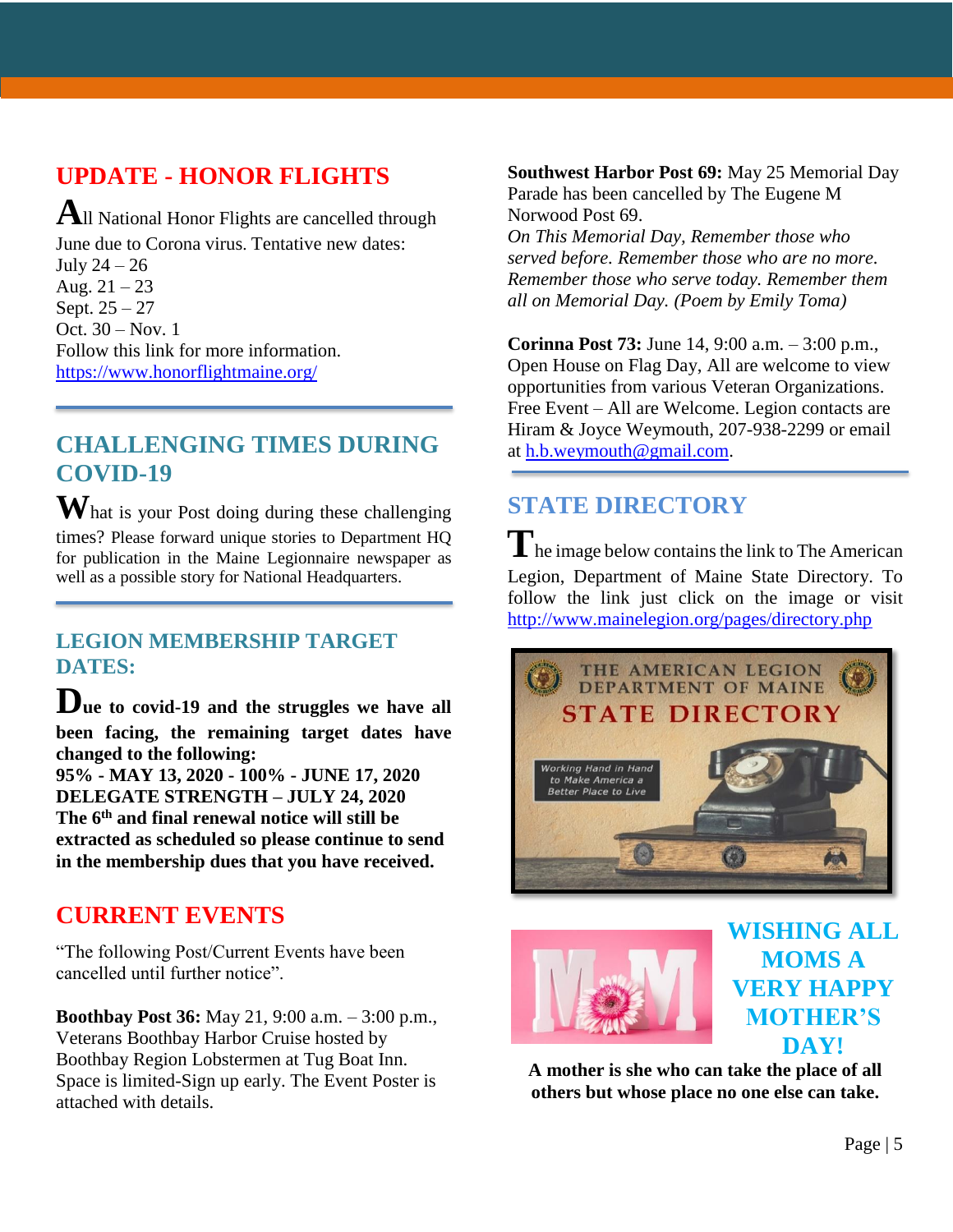## UPDATE - HONOR FLIGHTS

All National Honor Flights are cancelled through June due to Corona virus. Tentative new dates:
July 24 – 26
Aug. 21 – 23
Sept. 25 – 27
Oct. 30 – Nov. 1
Follow this link for more information.
https://www.honorflightmaine.org/

## CHALLENGING TIMES DURING COVID-19

What is your Post doing during these challenging times? Please forward unique stories to Department HQ for publication in the Maine Legionnaire newspaper as well as a possible story for National Headquarters.

## LEGION MEMBERSHIP TARGET DATES:

**Due to covid-19 and the struggles we have all been facing, the remaining target dates have changed to the following:**
**95% - MAY 13, 2020 - 100% - JUNE 17, 2020**
**DELEGATE STRENGTH – JULY 24, 2020**
**The 6th and final renewal notice will still be extracted as scheduled so please continue to send in the membership dues that you have received.**

## CURRENT EVENTS

"The following Post/Current Events have been cancelled until further notice".

**Boothbay Post 36:** May 21, 9:00 a.m. – 3:00 p.m., Veterans Boothbay Harbor Cruise hosted by Boothbay Region Lobstermen at Tug Boat Inn. Space is limited-Sign up early. The Event Poster is attached with details.

**Southwest Harbor Post 69:** May 25 Memorial Day Parade has been cancelled by The Eugene M Norwood Post 69.
*On This Memorial Day, Remember those who served before. Remember those who are no more. Remember those who serve today. Remember them all on Memorial Day. (Poem by Emily Toma)*

**Corinna Post 73:** June 14, 9:00 a.m. – 3:00 p.m., Open House on Flag Day, All are welcome to view opportunities from various Veteran Organizations. Free Event – All are Welcome. Legion contacts are Hiram & Joyce Weymouth, 207-938-2299 or email at h.b.weymouth@gmail.com.

## STATE DIRECTORY

The image below contains the link to The American Legion, Department of Maine State Directory. To follow the link just click on the image or visit http://www.mainelegion.org/pages/directory.php

THE AMERICAN LEGION
DEPARTMENT OF MAINE
STATE DIRECTORY
Working Hand in Hand to Make America a Better Place to Live

## WISHING ALL MOMS A VERY HAPPY MOTHER'S DAY!

**A mother is she who can take the place of all others but whose place no one else can take.**